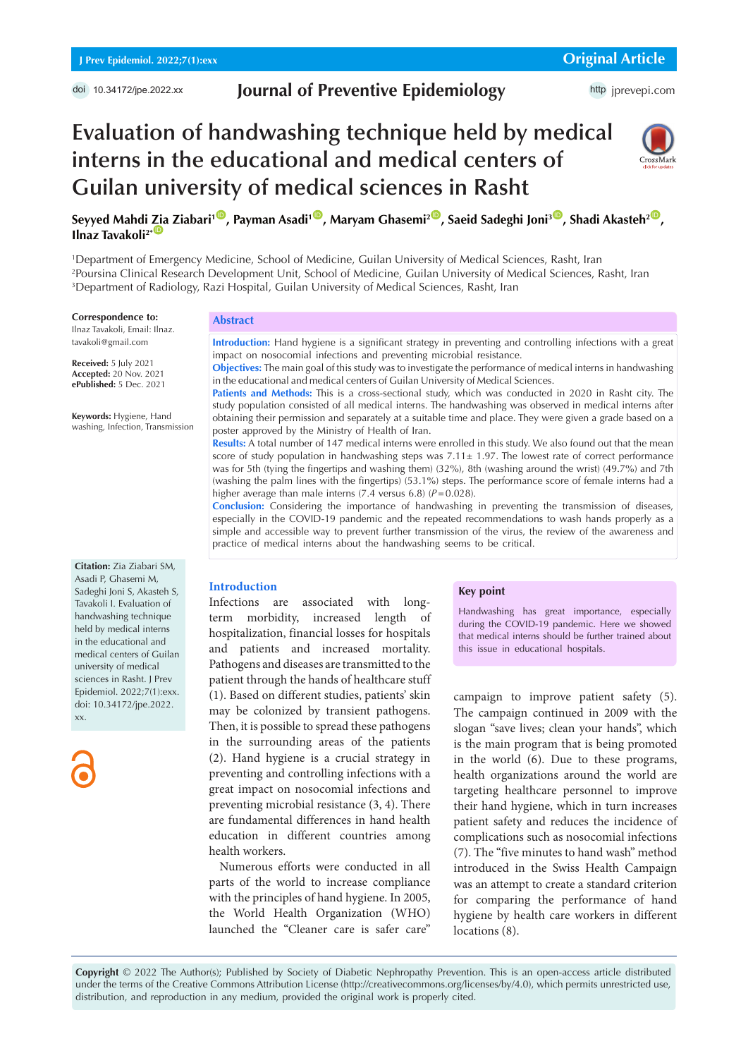# Evaluation of handwashing technique held by medical interns in the educational and medical centers of Guilan university of medical sciences in Rasht

**Seyyed Mahdi Zia Ziabari[1], Payman Asadi[1], Maryam Ghasemi[2], Saeid Sadeghi Joni[3], Shadi Akasteh[2], Ilnaz Tavakoli[2*]**

[1]Department of Emergency Medicine, School of Medicine, Guilan University of Medical Sciences, Rasht, Iran
[2]Poursina Clinical Research Development Unit, School of Medicine, Guilan University of Medical Sciences, Rasht, Iran
[3]Department of Radiology, Razi Hospital, Guilan University of Medical Sciences, Rasht, Iran

**Correspondence to:**
Ilnaz Tavakoli, Email: Ilnaz.tavakoli@gmail.com

**Received:** 5 July 2021
**Accepted:** 20 Nov. 2021
**ePublished:** 5 Dec. 2021

**Keywords:** Hygiene, Hand washing, Infection, Transmission

## Abstract

**Introduction:** Hand hygiene is a significant strategy in preventing and controlling infections with a great impact on nosocomial infections and preventing microbial resistance.

**Objectives:** The main goal of this study was to investigate the performance of medical interns in handwashing in the educational and medical centers of Guilan University of Medical Sciences.

**Patients and Methods:** This is a cross-sectional study, which was conducted in 2020 in Rasht city. The study population consisted of all medical interns. The handwashing was observed in medical interns after obtaining their permission and separately at a suitable time and place. They were given a grade based on a poster approved by the Ministry of Health of Iran.

**Results:** A total number of 147 medical interns were enrolled in this study. We also found out that the mean score of study population in handwashing steps was 7.11± 1.97. The lowest rate of correct performance was for 5th (tying the fingertips and washing them) (32%), 8th (washing around the wrist) (49.7%) and 7th (washing the palm lines with the fingertips) (53.1%) steps. The performance score of female interns had a higher average than male interns (7.4 versus 6.8) ($P$=0.028).

**Conclusion:** Considering the importance of handwashing in preventing the transmission of diseases, especially in the COVID-19 pandemic and the repeated recommendations to wash hands properly as a simple and accessible way to prevent further transmission of the virus, the review of the awareness and practice of medical interns about the handwashing seems to be critical.

**Citation:** Zia Ziabari SM, Asadi P, Ghasemi M, Sadeghi Joni S, Akasteh S, Tavakoli I. Evaluation of handwashing technique held by medical interns in the educational and medical centers of Guilan university of medical sciences in Rasht. J Prev Epidemiol. 2022;7(1):exx. doi: 10.34172/jpe.2022.xx.

## Key point

Handwashing has great importance, especially during the COVID-19 pandemic. Here we showed that medical interns should be further trained about this issue in educational hospitals.

## Introduction

Infections are associated with long-term morbidity, increased length of hospitalization, financial losses for hospitals and patients and increased mortality. Pathogens and diseases are transmitted to the patient through the hands of healthcare stuff (1). Based on different studies, patients' skin may be colonized by transient pathogens. Then, it is possible to spread these pathogens in the surrounding areas of the patients (2). Hand hygiene is a crucial strategy in preventing and controlling infections with a great impact on nosocomial infections and preventing microbial resistance (3, 4). There are fundamental differences in hand health education in different countries among health workers.

Numerous efforts were conducted in all parts of the world to increase compliance with the principles of hand hygiene. In 2005, the World Health Organization (WHO) launched the "Cleaner care is safer care" campaign to improve patient safety (5). The campaign continued in 2009 with the slogan "save lives; clean your hands", which is the main program that is being promoted in the world (6). Due to these programs, health organizations around the world are targeting healthcare personnel to improve their hand hygiene, which in turn increases patient safety and reduces the incidence of complications such as nosocomial infections (7). The "five minutes to hand wash" method introduced in the Swiss Health Campaign was an attempt to create a standard criterion for comparing the performance of hand hygiene by health care workers in different locations (8).

**Copyright** © 2022 The Author(s); Published by Society of Diabetic Nephropathy Prevention. This is an open-access article distributed under the terms of the Creative Commons Attribution License (http://creativecommons.org/licenses/by/4.0), which permits unrestricted use, distribution, and reproduction in any medium, provided the original work is properly cited.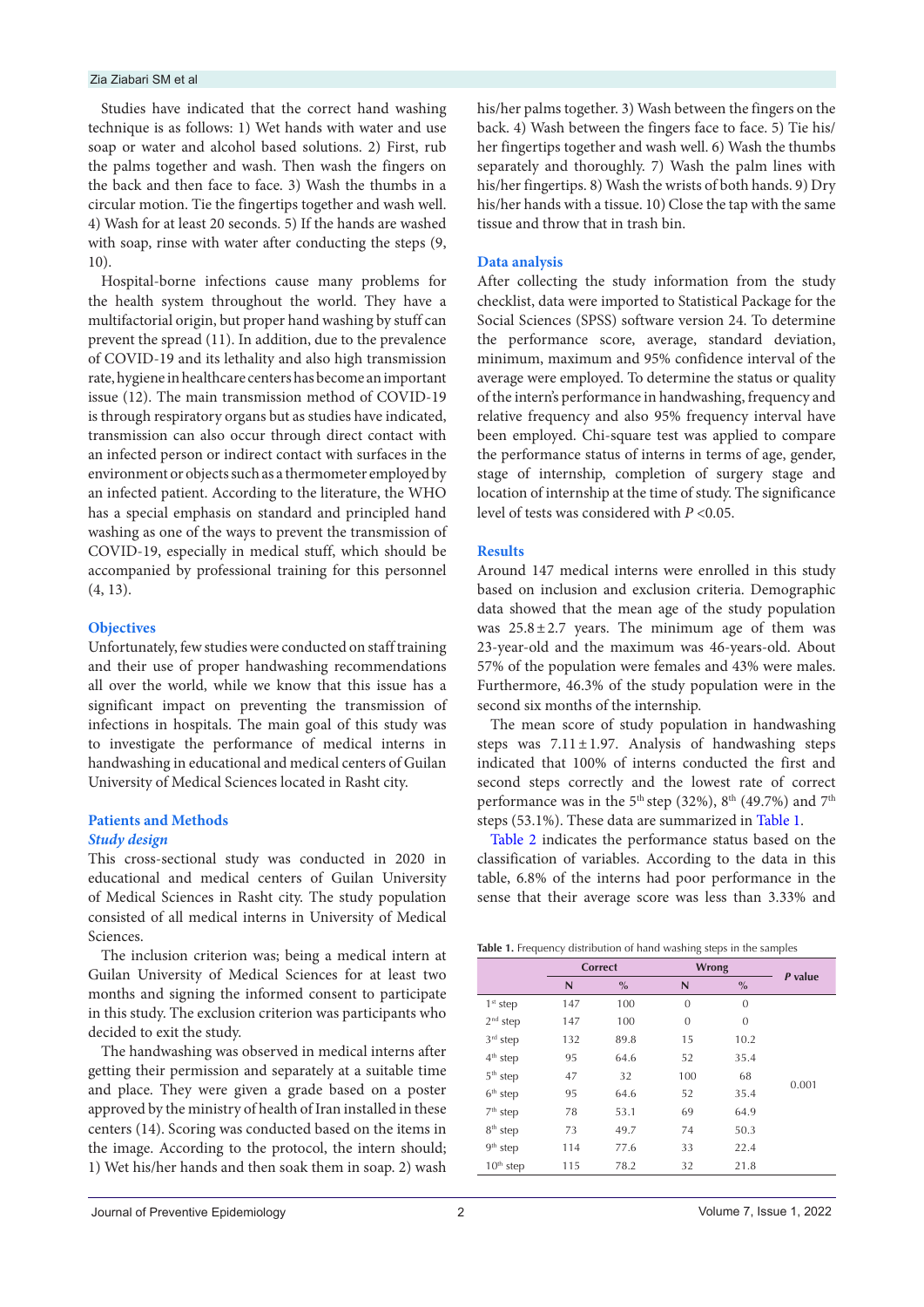Studies have indicated that the correct hand washing technique is as follows: 1) Wet hands with water and use soap or water and alcohol based solutions. 2) First, rub the palms together and wash. Then wash the fingers on the back and then face to face. 3) Wash the thumbs in a circular motion. Tie the fingertips together and wash well. 4) Wash for at least 20 seconds. 5) If the hands are washed with soap, rinse with water after conducting the steps (9, 10).

Hospital-borne infections cause many problems for the health system throughout the world. They have a multifactorial origin, but proper hand washing by stuff can prevent the spread (11). In addition, due to the prevalence of COVID-19 and its lethality and also high transmission rate, hygiene in healthcare centers has become an important issue (12). The main transmission method of COVID-19 is through respiratory organs but as studies have indicated, transmission can also occur through direct contact with an infected person or indirect contact with surfaces in the environment or objects such as a thermometer employed by an infected patient. According to the literature, the WHO has a special emphasis on standard and principled hand washing as one of the ways to prevent the transmission of COVID-19, especially in medical stuff, which should be accompanied by professional training for this personnel (4, 13).

## Objectives

Unfortunately, few studies were conducted on staff training and their use of proper handwashing recommendations all over the world, while we know that this issue has a significant impact on preventing the transmission of infections in hospitals. The main goal of this study was to investigate the performance of medical interns in handwashing in educational and medical centers of Guilan University of Medical Sciences located in Rasht city.

## Patients and Methods

### *Study design*

This cross-sectional study was conducted in 2020 in educational and medical centers of Guilan University of Medical Sciences in Rasht city. The study population consisted of all medical interns in University of Medical Sciences.

The inclusion criterion was; being a medical intern at Guilan University of Medical Sciences for at least two months and signing the informed consent to participate in this study. The exclusion criterion was participants who decided to exit the study.

The handwashing was observed in medical interns after getting their permission and separately at a suitable time and place. They were given a grade based on a poster approved by the ministry of health of Iran installed in these centers (14). Scoring was conducted based on the items in the image. According to the protocol, the intern should; 1) Wet his/her hands and then soak them in soap. 2) wash his/her palms together. 3) Wash between the fingers on the back. 4) Wash between the fingers face to face. 5) Tie his/her fingertips together and wash well. 6) Wash the thumbs separately and thoroughly. 7) Wash the palm lines with his/her fingertips. 8) Wash the wrists of both hands. 9) Dry his/her hands with a tissue. 10) Close the tap with the same tissue and throw that in trash bin.

## Data analysis

After collecting the study information from the study checklist, data were imported to Statistical Package for the Social Sciences (SPSS) software version 24. To determine the performance score, average, standard deviation, minimum, maximum and 95% confidence interval of the average were employed. To determine the status or quality of the intern's performance in handwashing, frequency and relative frequency and also 95% frequency interval have been employed. Chi-square test was applied to compare the performance status of interns in terms of age, gender, stage of internship, completion of surgery stage and location of internship at the time of study. The significance level of tests was considered with $P < 0.05$.

## Results

Around 147 medical interns were enrolled in this study based on inclusion and exclusion criteria. Demographic data showed that the mean age of the study population was $25.8 \pm 2.7$ years. The minimum age of them was 23-year-old and the maximum was 46-years-old. About 57% of the population were females and 43% were males. Furthermore, 46.3% of the study population were in the second six months of the internship.

The mean score of study population in handwashing steps was $7.11 \pm 1.97$. Analysis of handwashing steps indicated that 100% of interns conducted the first and second steps correctly and the lowest rate of correct performance was in the 5th step (32%), 8th (49.7%) and 7th steps (53.1%). These data are summarized in Table 1.

Table 2 indicates the performance status based on the classification of variables. According to the data in this table, 6.8% of the interns had poor performance in the sense that their average score was less than 3.33% and

**Table 1.** Frequency distribution of hand washing steps in the samples

| | Correct | | Wrong | | *P* value |
|---|---|---|---|---|---|
| | N | % | N | % | |
| 1st step | 147 | 100 | 0 | 0 | 0.001 |
| 2nd step | 147 | 100 | 0 | 0 | |
| 3rd step | 132 | 89.8 | 15 | 10.2 | |
| 4th step | 95 | 64.6 | 52 | 35.4 | |
| 5th step | 47 | 32 | 100 | 68 | |
| 6th step | 95 | 64.6 | 52 | 35.4 | |
| 7th step | 78 | 53.1 | 69 | 64.9 | |
| 8th step | 73 | 49.7 | 74 | 50.3 | |
| 9th step | 114 | 77.6 | 33 | 22.4 | |
| 10th step | 115 | 78.2 | 32 | 21.8 | |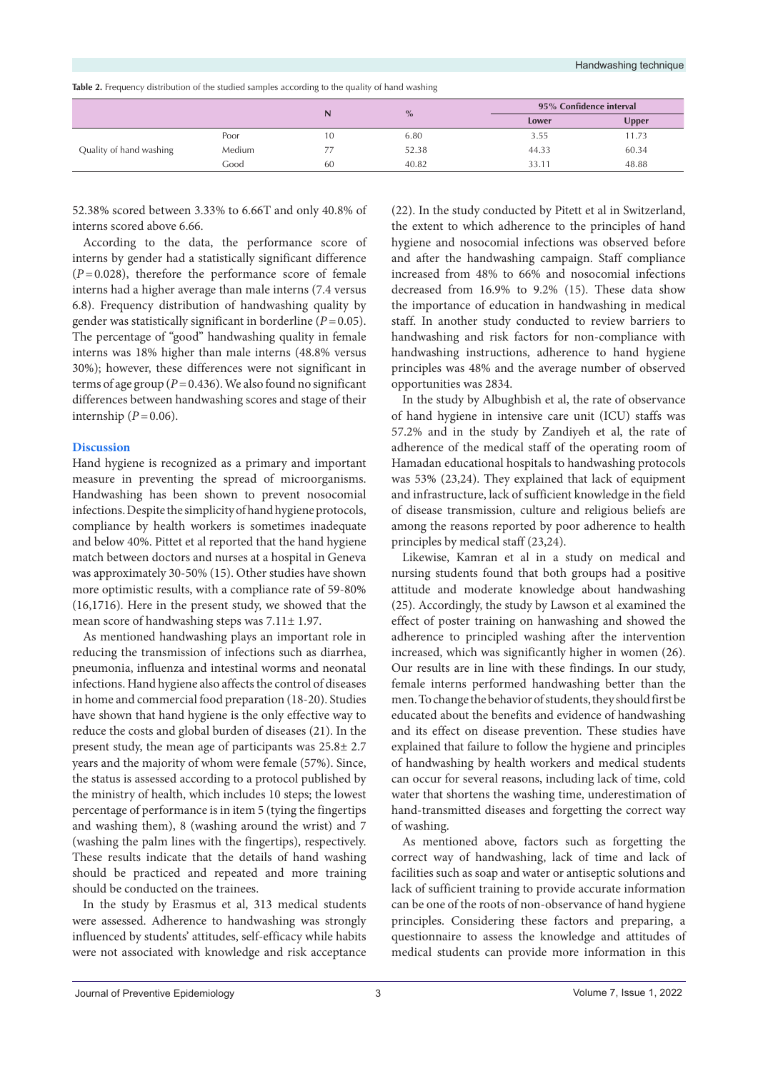**Table 2.** Frequency distribution of the studied samples according to the quality of hand washing

| | | N | % | 95% Confidence interval | |
|---|---|---|---|---|---|
| | | | | Lower | Upper |
| Quality of hand washing | Poor | 10 | 6.80 | 3.55 | 11.73 |
| | Medium | 77 | 52.38 | 44.33 | 60.34 |
| | Good | 60 | 40.82 | 33.11 | 48.88 |

52.38% scored between 3.33% to 6.66T and only 40.8% of interns scored above 6.66.

According to the data, the performance score of interns by gender had a statistically significant difference ($P=0.028$), therefore the performance score of female interns had a higher average than male interns (7.4 versus 6.8). Frequency distribution of handwashing quality by gender was statistically significant in borderline ($P=0.05$). The percentage of "good" handwashing quality in female interns was 18% higher than male interns (48.8% versus 30%); however, these differences were not significant in terms of age group ($P=0.436$). We also found no significant differences between handwashing scores and stage of their internship ($P=0.06$).

## Discussion

Hand hygiene is recognized as a primary and important measure in preventing the spread of microorganisms. Handwashing has been shown to prevent nosocomial infections. Despite the simplicity of hand hygiene protocols, compliance by health workers is sometimes inadequate and below 40%. Pittet et al reported that the hand hygiene match between doctors and nurses at a hospital in Geneva was approximately 30-50% (15). Other studies have shown more optimistic results, with a compliance rate of 59-80% (16,1716). Here in the present study, we showed that the mean score of handwashing steps was 7.11± 1.97.

As mentioned handwashing plays an important role in reducing the transmission of infections such as diarrhea, pneumonia, influenza and intestinal worms and neonatal infections. Hand hygiene also affects the control of diseases in home and commercial food preparation (18-20). Studies have shown that hand hygiene is the only effective way to reduce the costs and global burden of diseases (21). In the present study, the mean age of participants was 25.8± 2.7 years and the majority of whom were female (57%). Since, the status is assessed according to a protocol published by the ministry of health, which includes 10 steps; the lowest percentage of performance is in item 5 (tying the fingertips and washing them), 8 (washing around the wrist) and 7 (washing the palm lines with the fingertips), respectively. These results indicate that the details of hand washing should be practiced and repeated and more training should be conducted on the trainees.

In the study by Erasmus et al, 313 medical students were assessed. Adherence to handwashing was strongly influenced by students' attitudes, self-efficacy while habits were not associated with knowledge and risk acceptance (22). In the study conducted by Pitett et al in Switzerland, the extent to which adherence to the principles of hand hygiene and nosocomial infections was observed before and after the handwashing campaign. Staff compliance increased from 48% to 66% and nosocomial infections decreased from 16.9% to 9.2% (15). These data show the importance of education in handwashing in medical staff. In another study conducted to review barriers to handwashing and risk factors for non-compliance with handwashing instructions, adherence to hand hygiene principles was 48% and the average number of observed opportunities was 2834.

In the study by Albughbish et al, the rate of observance of hand hygiene in intensive care unit (ICU) staffs was 57.2% and in the study by Zandiyeh et al, the rate of adherence of the medical staff of the operating room of Hamadan educational hospitals to handwashing protocols was 53% (23,24). They explained that lack of equipment and infrastructure, lack of sufficient knowledge in the field of disease transmission, culture and religious beliefs are among the reasons reported by poor adherence to health principles by medical staff (23,24).

Likewise, Kamran et al in a study on medical and nursing students found that both groups had a positive attitude and moderate knowledge about handwashing (25). Accordingly, the study by Lawson et al examined the effect of poster training on hanwashing and showed the adherence to principled washing after the intervention increased, which was significantly higher in women (26). Our results are in line with these findings. In our study, female interns performed handwashing better than the men. To change the behavior of students, they should first be educated about the benefits and evidence of handwashing and its effect on disease prevention. These studies have explained that failure to follow the hygiene and principles of handwashing by health workers and medical students can occur for several reasons, including lack of time, cold water that shortens the washing time, underestimation of hand-transmitted diseases and forgetting the correct way of washing.

As mentioned above, factors such as forgetting the correct way of handwashing, lack of time and lack of facilities such as soap and water or antiseptic solutions and lack of sufficient training to provide accurate information can be one of the roots of non-observance of hand hygiene principles. Considering these factors and preparing, a questionnaire to assess the knowledge and attitudes of medical students can provide more information in this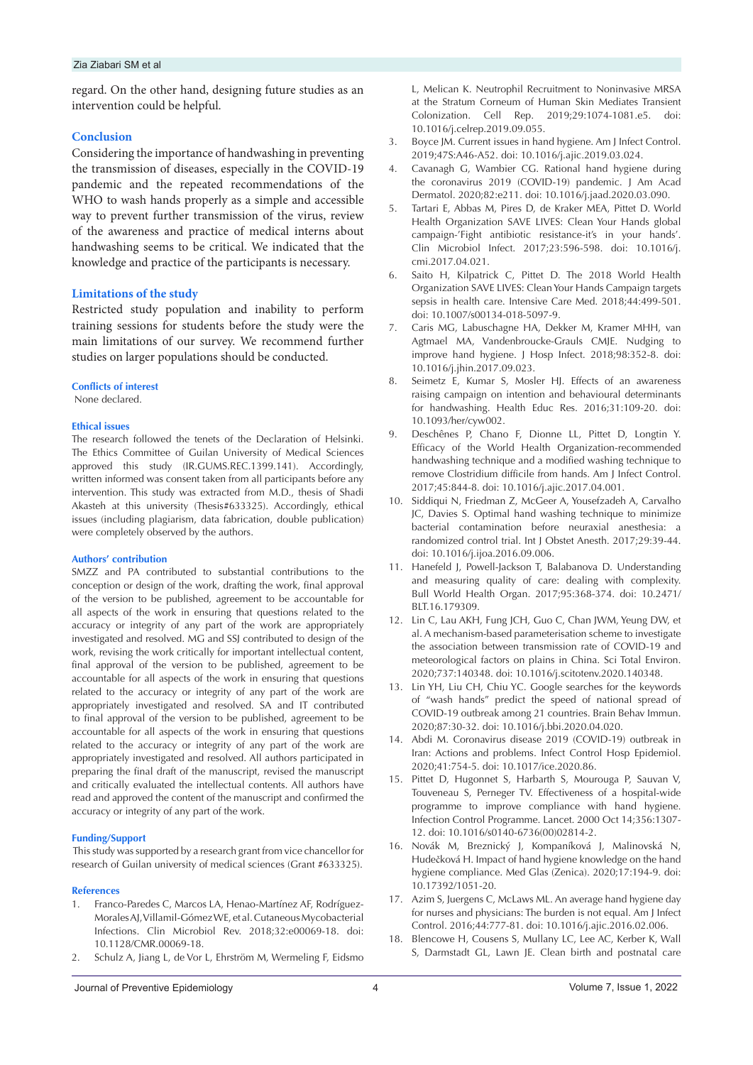regard. On the other hand, designing future studies as an intervention could be helpful.

## Conclusion

Considering the importance of handwashing in preventing the transmission of diseases, especially in the COVID-19 pandemic and the repeated recommendations of the WHO to wash hands properly as a simple and accessible way to prevent further transmission of the virus, review of the awareness and practice of medical interns about handwashing seems to be critical. We indicated that the knowledge and practice of the participants is necessary.

## Limitations of the study

Restricted study population and inability to perform training sessions for students before the study were the main limitations of our survey. We recommend further studies on larger populations should be conducted.

### Conflicts of interest

None declared.

### Ethical issues

The research followed the tenets of the Declaration of Helsinki. The Ethics Committee of Guilan University of Medical Sciences approved this study (IR.GUMS.REC.1399.141). Accordingly, written informed was consent taken from all participants before any intervention. This study was extracted from M.D., thesis of Shadi Akasteh at this university (Thesis#633325). Accordingly, ethical issues (including plagiarism, data fabrication, double publication) were completely observed by the authors.

### Authors' contribution

SMZZ and PA contributed to substantial contributions to the conception or design of the work, drafting the work, final approval of the version to be published, agreement to be accountable for all aspects of the work in ensuring that questions related to the accuracy or integrity of any part of the work are appropriately investigated and resolved. MG and SSJ contributed to design of the work, revising the work critically for important intellectual content, final approval of the version to be published, agreement to be accountable for all aspects of the work in ensuring that questions related to the accuracy or integrity of any part of the work are appropriately investigated and resolved. SA and IT contributed to final approval of the version to be published, agreement to be accountable for all aspects of the work in ensuring that questions related to the accuracy or integrity of any part of the work are appropriately investigated and resolved. All authors participated in preparing the final draft of the manuscript, revised the manuscript and critically evaluated the intellectual contents. All authors have read and approved the content of the manuscript and confirmed the accuracy or integrity of any part of the work.

### Funding/Support

This study was supported by a research grant from vice chancellor for research of Guilan university of medical sciences (Grant #633325).

### References

1. Franco-Paredes C, Marcos LA, Henao-Martínez AF, Rodríguez-Morales AJ, Villamil-Gómez WE, et al. Cutaneous Mycobacterial Infections. Clin Microbiol Rev. 2018;32:e00069-18. doi: 10.1128/CMR.00069-18.
2. Schulz A, Jiang L, de Vor L, Ehrström M, Wermeling F, Eidsmo L, Melican K. Neutrophil Recruitment to Noninvasive MRSA at the Stratum Corneum of Human Skin Mediates Transient Colonization. Cell Rep. 2019;29:1074-1081.e5. doi: 10.1016/j.celrep.2019.09.055.
3. Boyce JM. Current issues in hand hygiene. Am J Infect Control. 2019;47S:A46-A52. doi: 10.1016/j.ajic.2019.03.024.
4. Cavanagh G, Wambier CG. Rational hand hygiene during the coronavirus 2019 (COVID-19) pandemic. J Am Acad Dermatol. 2020;82:e211. doi: 10.1016/j.jaad.2020.03.090.
5. Tartari E, Abbas M, Pires D, de Kraker MEA, Pittet D. World Health Organization SAVE LIVES: Clean Your Hands global campaign-'Fight antibiotic resistance-it's in your hands'. Clin Microbiol Infect. 2017;23:596-598. doi: 10.1016/j.cmi.2017.04.021.
6. Saito H, Kilpatrick C, Pittet D. The 2018 World Health Organization SAVE LIVES: Clean Your Hands Campaign targets sepsis in health care. Intensive Care Med. 2018;44:499-501. doi: 10.1007/s00134-018-5097-9.
7. Caris MG, Labuschagne HA, Dekker M, Kramer MHH, van Agtmael MA, Vandenbroucke-Grauls CMJE. Nudging to improve hand hygiene. J Hosp Infect. 2018;98:352-8. doi: 10.1016/j.jhin.2017.09.023.
8. Seimetz E, Kumar S, Mosler HJ. Effects of an awareness raising campaign on intention and behavioural determinants for handwashing. Health Educ Res. 2016;31:109-20. doi: 10.1093/her/cyw002.
9. Deschênes P, Chano F, Dionne LL, Pittet D, Longtin Y. Efficacy of the World Health Organization-recommended handwashing technique and a modified washing technique to remove Clostridium difficile from hands. Am J Infect Control. 2017;45:844-8. doi: 10.1016/j.ajic.2017.04.001.
10. Siddiqui N, Friedman Z, McGeer A, Yousefzadeh A, Carvalho JC, Davies S. Optimal hand washing technique to minimize bacterial contamination before neuraxial anesthesia: a randomized control trial. Int J Obstet Anesth. 2017;29:39-44. doi: 10.1016/j.ijoa.2016.09.006.
11. Hanefeld J, Powell-Jackson T, Balabanova D. Understanding and measuring quality of care: dealing with complexity. Bull World Health Organ. 2017;95:368-374. doi: 10.2471/BLT.16.179309.
12. Lin C, Lau AKH, Fung JCH, Guo C, Chan JWM, Yeung DW, et al. A mechanism-based parameterisation scheme to investigate the association between transmission rate of COVID-19 and meteorological factors on plains in China. Sci Total Environ. 2020;737:140348. doi: 10.1016/j.scitotenv.2020.140348.
13. Lin YH, Liu CH, Chiu YC. Google searches for the keywords of "wash hands" predict the speed of national spread of COVID-19 outbreak among 21 countries. Brain Behav Immun. 2020;87:30-32. doi: 10.1016/j.bbi.2020.04.020.
14. Abdi M. Coronavirus disease 2019 (COVID-19) outbreak in Iran: Actions and problems. Infect Control Hosp Epidemiol. 2020;41:754-5. doi: 10.1017/ice.2020.86.
15. Pittet D, Hugonnet S, Harbarth S, Mourouga P, Sauvan V, Touveneau S, Perneger TV. Effectiveness of a hospital-wide programme to improve compliance with hand hygiene. Infection Control Programme. Lancet. 2000 Oct 14;356:1307-12. doi: 10.1016/s0140-6736(00)02814-2.
16. Novák M, Breznický J, Kompaníková J, Malinovská N, Hudečková H. Impact of hand hygiene knowledge on the hand hygiene compliance. Med Glas (Zenica). 2020;17:194-9. doi: 10.17392/1051-20.
17. Azim S, Juergens C, McLaws ML. An average hand hygiene day for nurses and physicians: The burden is not equal. Am J Infect Control. 2016;44:777-81. doi: 10.1016/j.ajic.2016.02.006.
18. Blencowe H, Cousens S, Mullany LC, Lee AC, Kerber K, Wall S, Darmstadt GL, Lawn JE. Clean birth and postnatal care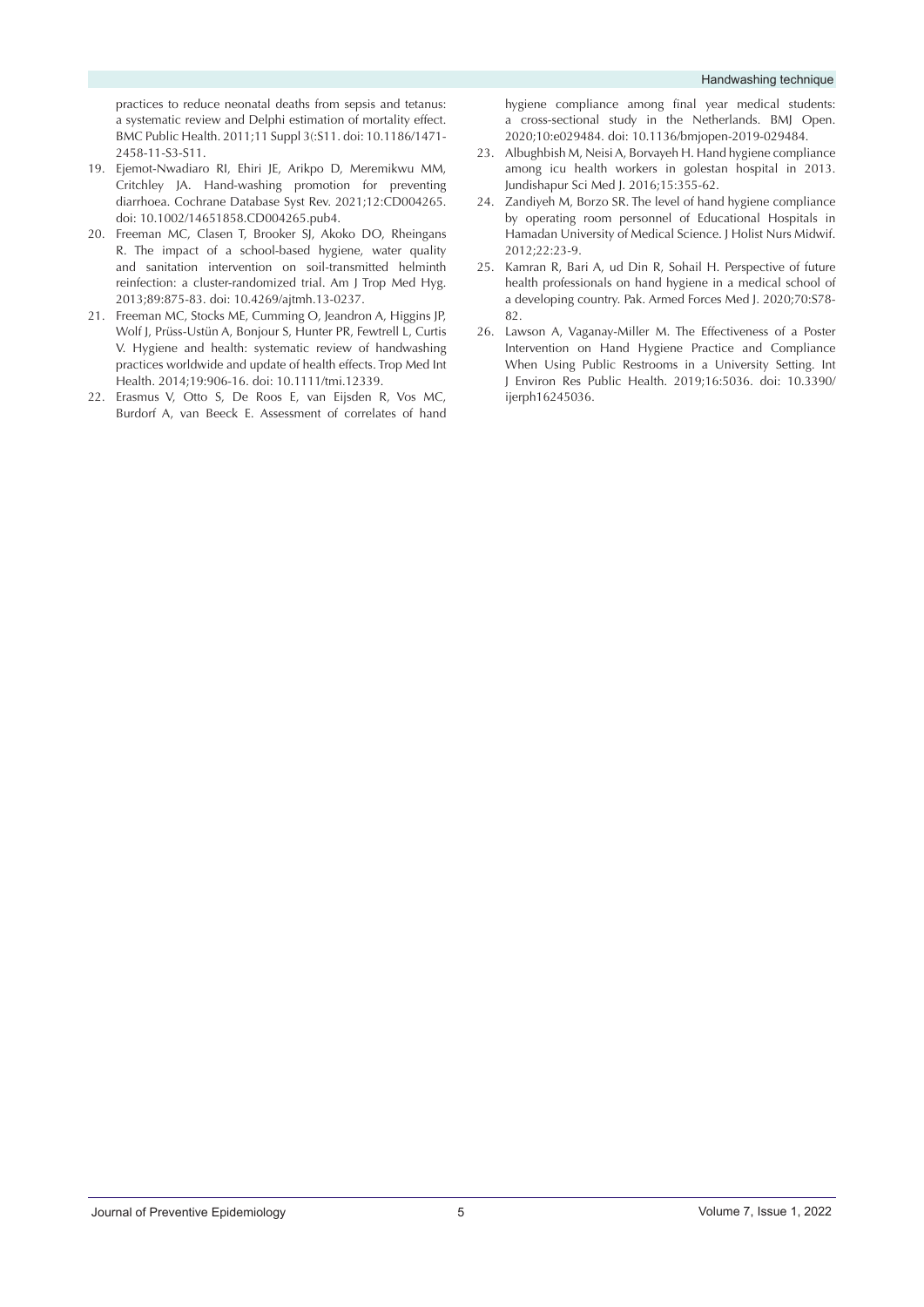practices to reduce neonatal deaths from sepsis and tetanus: a systematic review and Delphi estimation of mortality effect. BMC Public Health. 2011;11 Suppl 3(:S11. doi: 10.1186/1471-2458-11-S3-S11.

19. Ejemot-Nwadiaro RI, Ehiri JE, Arikpo D, Meremikwu MM, Critchley JA. Hand-washing promotion for preventing diarrhoea. Cochrane Database Syst Rev. 2021;12:CD004265. doi: 10.1002/14651858.CD004265.pub4.
20. Freeman MC, Clasen T, Brooker SJ, Akoko DO, Rheingans R. The impact of a school-based hygiene, water quality and sanitation intervention on soil-transmitted helminth reinfection: a cluster-randomized trial. Am J Trop Med Hyg. 2013;89:875-83. doi: 10.4269/ajtmh.13-0237.
21. Freeman MC, Stocks ME, Cumming O, Jeandron A, Higgins JP, Wolf J, Prüss-Ustün A, Bonjour S, Hunter PR, Fewtrell L, Curtis V. Hygiene and health: systematic review of handwashing practices worldwide and update of health effects. Trop Med Int Health. 2014;19:906-16. doi: 10.1111/tmi.12339.
22. Erasmus V, Otto S, De Roos E, van Eijsden R, Vos MC, Burdorf A, van Beeck E. Assessment of correlates of hand hygiene compliance among final year medical students: a cross-sectional study in the Netherlands. BMJ Open. 2020;10:e029484. doi: 10.1136/bmjopen-2019-029484.
23. Albughbish M, Neisi A, Borvayeh H. Hand hygiene compliance among icu health workers in golestan hospital in 2013. Jundishapur Sci Med J. 2016;15:355-62.
24. Zandiyeh M, Borzo SR. The level of hand hygiene compliance by operating room personnel of Educational Hospitals in Hamadan University of Medical Science. J Holist Nurs Midwif. 2012;22:23-9.
25. Kamran R, Bari A, ud Din R, Sohail H. Perspective of future health professionals on hand hygiene in a medical school of a developing country. Pak. Armed Forces Med J. 2020;70:S78-82.
26. Lawson A, Vaganay-Miller M. The Effectiveness of a Poster Intervention on Hand Hygiene Practice and Compliance When Using Public Restrooms in a University Setting. Int J Environ Res Public Health. 2019;16:5036. doi: 10.3390/ijerph16245036.